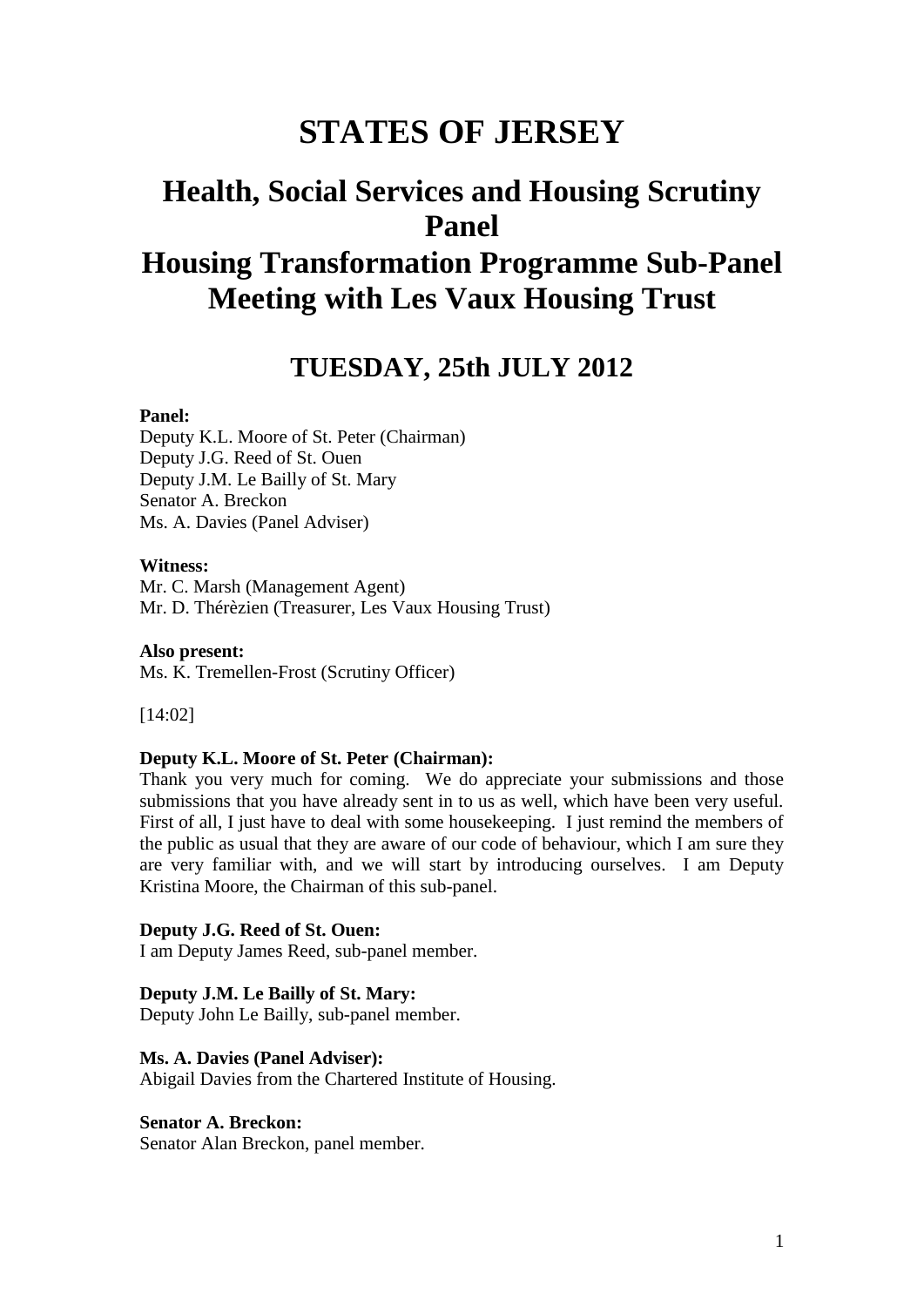# STATES OF JERSEY

## Health, Social Services and Housing Scrutiny Panel
## Housing Transformation Programme Sub-Panel
## Meeting with Les Vaux Housing Trust

## TUESDAY, 25th JULY 2012

**Panel:**
Deputy K.L. Moore of St. Peter (Chairman)
Deputy J.G. Reed of St. Ouen
Deputy J.M. Le Bailly of St. Mary
Senator A. Breckon
Ms. A. Davies (Panel Adviser)

**Witness:**
Mr. C. Marsh (Management Agent)
Mr. D. Thérèzien (Treasurer, Les Vaux Housing Trust)

**Also present:**
Ms. K. Tremellen-Frost (Scrutiny Officer)

[14:02]

**Deputy K.L. Moore of St. Peter (Chairman):**
Thank you very much for coming. We do appreciate your submissions and those submissions that you have already sent in to us as well, which have been very useful. First of all, I just have to deal with some housekeeping. I just remind the members of the public as usual that they are aware of our code of behaviour, which I am sure they are very familiar with, and we will start by introducing ourselves. I am Deputy Kristina Moore, the Chairman of this sub-panel.

**Deputy J.G. Reed of St. Ouen:**
I am Deputy James Reed, sub-panel member.

**Deputy J.M. Le Bailly of St. Mary:**
Deputy John Le Bailly, sub-panel member.

**Ms. A. Davies (Panel Adviser):**
Abigail Davies from the Chartered Institute of Housing.

**Senator A. Breckon:**
Senator Alan Breckon, panel member.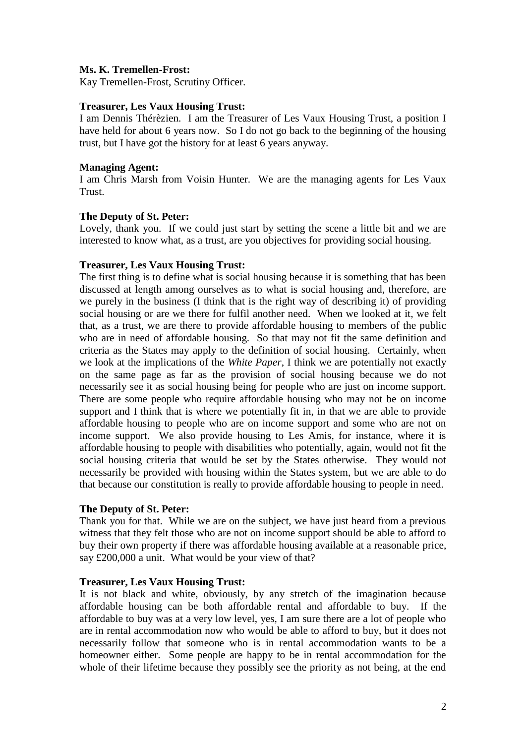**Ms. K. Tremellen-Frost:**
Kay Tremellen-Frost, Scrutiny Officer.

**Treasurer, Les Vaux Housing Trust:**
I am Dennis Thérèzien. I am the Treasurer of Les Vaux Housing Trust, a position I have held for about 6 years now. So I do not go back to the beginning of the housing trust, but I have got the history for at least 6 years anyway.

**Managing Agent:**
I am Chris Marsh from Voisin Hunter. We are the managing agents for Les Vaux Trust.

**The Deputy of St. Peter:**
Lovely, thank you. If we could just start by setting the scene a little bit and we are interested to know what, as a trust, are you objectives for providing social housing.

**Treasurer, Les Vaux Housing Trust:**
The first thing is to define what is social housing because it is something that has been discussed at length among ourselves as to what is social housing and, therefore, are we purely in the business (I think that is the right way of describing it) of providing social housing or are we there for fulfil another need. When we looked at it, we felt that, as a trust, we are there to provide affordable housing to members of the public who are in need of affordable housing. So that may not fit the same definition and criteria as the States may apply to the definition of social housing. Certainly, when we look at the implications of the *White Paper*, I think we are potentially not exactly on the same page as far as the provision of social housing because we do not necessarily see it as social housing being for people who are just on income support. There are some people who require affordable housing who may not be on income support and I think that is where we potentially fit in, in that we are able to provide affordable housing to people who are on income support and some who are not on income support. We also provide housing to Les Amis, for instance, where it is affordable housing to people with disabilities who potentially, again, would not fit the social housing criteria that would be set by the States otherwise. They would not necessarily be provided with housing within the States system, but we are able to do that because our constitution is really to provide affordable housing to people in need.

**The Deputy of St. Peter:**
Thank you for that. While we are on the subject, we have just heard from a previous witness that they felt those who are not on income support should be able to afford to buy their own property if there was affordable housing available at a reasonable price, say £200,000 a unit. What would be your view of that?

**Treasurer, Les Vaux Housing Trust:**
It is not black and white, obviously, by any stretch of the imagination because affordable housing can be both affordable rental and affordable to buy. If the affordable to buy was at a very low level, yes, I am sure there are a lot of people who are in rental accommodation now who would be able to afford to buy, but it does not necessarily follow that someone who is in rental accommodation wants to be a homeowner either. Some people are happy to be in rental accommodation for the whole of their lifetime because they possibly see the priority as not being, at the end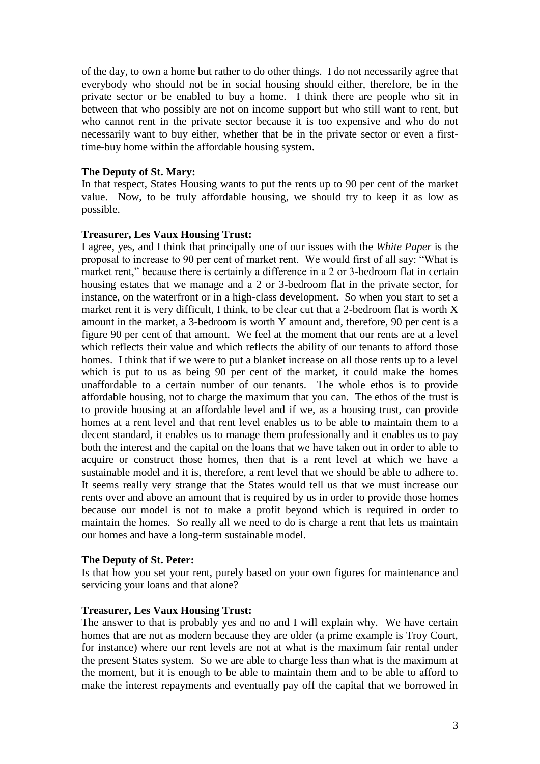of the day, to own a home but rather to do other things. I do not necessarily agree that everybody who should not be in social housing should either, therefore, be in the private sector or be enabled to buy a home. I think there are people who sit in between that who possibly are not on income support but who still want to rent, but who cannot rent in the private sector because it is too expensive and who do not necessarily want to buy either, whether that be in the private sector or even a first-time-buy home within the affordable housing system.

**The Deputy of St. Mary:**
In that respect, States Housing wants to put the rents up to 90 per cent of the market value. Now, to be truly affordable housing, we should try to keep it as low as possible.

**Treasurer, Les Vaux Housing Trust:**
I agree, yes, and I think that principally one of our issues with the *White Paper* is the proposal to increase to 90 per cent of market rent. We would first of all say: "What is market rent," because there is certainly a difference in a 2 or 3-bedroom flat in certain housing estates that we manage and a 2 or 3-bedroom flat in the private sector, for instance, on the waterfront or in a high-class development. So when you start to set a market rent it is very difficult, I think, to be clear cut that a 2-bedroom flat is worth X amount in the market, a 3-bedroom is worth Y amount and, therefore, 90 per cent is a figure 90 per cent of that amount. We feel at the moment that our rents are at a level which reflects their value and which reflects the ability of our tenants to afford those homes. I think that if we were to put a blanket increase on all those rents up to a level which is put to us as being 90 per cent of the market, it could make the homes unaffordable to a certain number of our tenants. The whole ethos is to provide affordable housing, not to charge the maximum that you can. The ethos of the trust is to provide housing at an affordable level and if we, as a housing trust, can provide homes at a rent level and that rent level enables us to be able to maintain them to a decent standard, it enables us to manage them professionally and it enables us to pay both the interest and the capital on the loans that we have taken out in order to able to acquire or construct those homes, then that is a rent level at which we have a sustainable model and it is, therefore, a rent level that we should be able to adhere to. It seems really very strange that the States would tell us that we must increase our rents over and above an amount that is required by us in order to provide those homes because our model is not to make a profit beyond which is required in order to maintain the homes. So really all we need to do is charge a rent that lets us maintain our homes and have a long-term sustainable model.

**The Deputy of St. Peter:**
Is that how you set your rent, purely based on your own figures for maintenance and servicing your loans and that alone?

**Treasurer, Les Vaux Housing Trust:**
The answer to that is probably yes and no and I will explain why. We have certain homes that are not as modern because they are older (a prime example is Troy Court, for instance) where our rent levels are not at what is the maximum fair rental under the present States system. So we are able to charge less than what is the maximum at the moment, but it is enough to be able to maintain them and to be able to afford to make the interest repayments and eventually pay off the capital that we borrowed in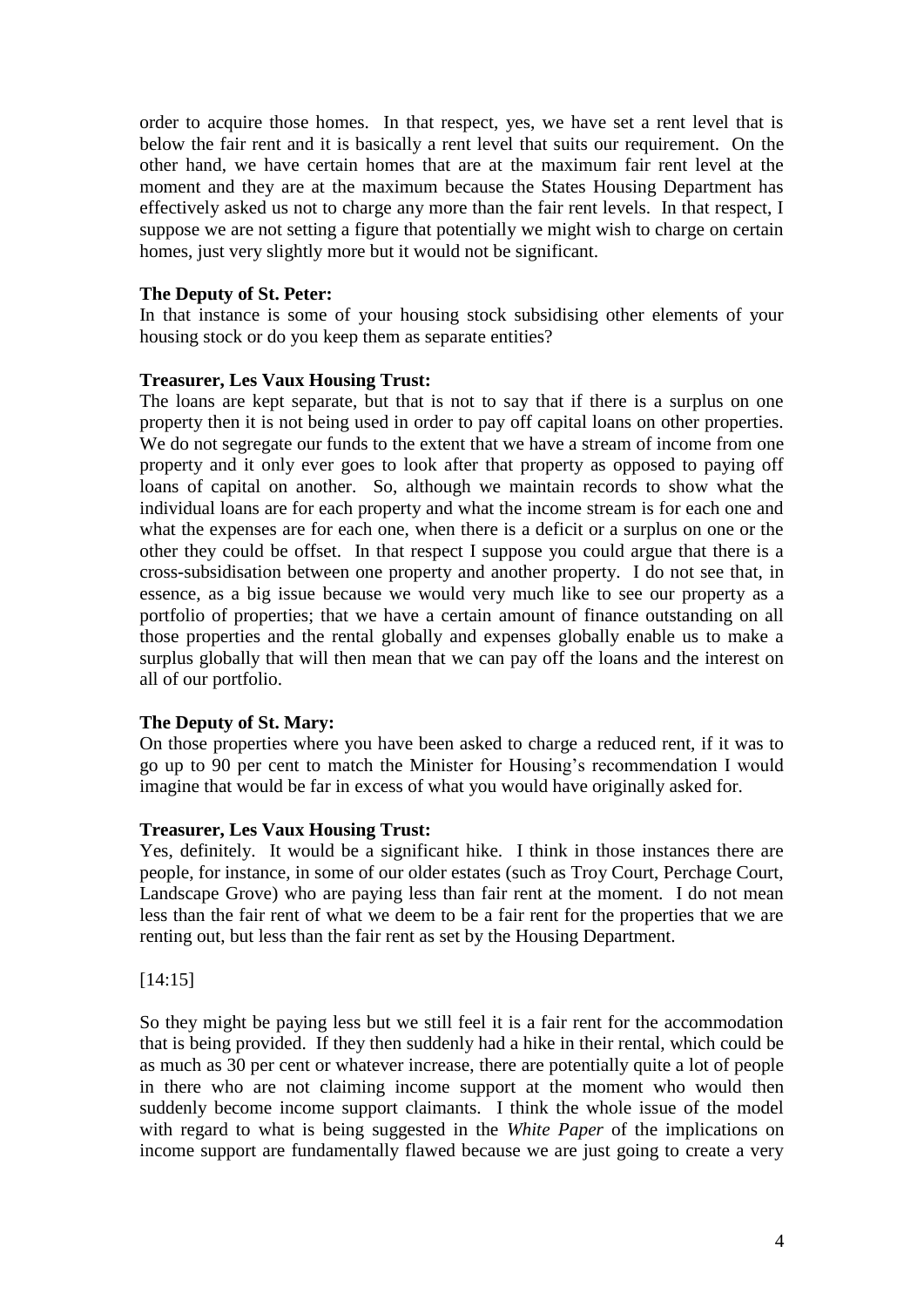order to acquire those homes. In that respect, yes, we have set a rent level that is below the fair rent and it is basically a rent level that suits our requirement. On the other hand, we have certain homes that are at the maximum fair rent level at the moment and they are at the maximum because the States Housing Department has effectively asked us not to charge any more than the fair rent levels. In that respect, I suppose we are not setting a figure that potentially we might wish to charge on certain homes, just very slightly more but it would not be significant.

**The Deputy of St. Peter:**
In that instance is some of your housing stock subsidising other elements of your housing stock or do you keep them as separate entities?

**Treasurer, Les Vaux Housing Trust:**
The loans are kept separate, but that is not to say that if there is a surplus on one property then it is not being used in order to pay off capital loans on other properties. We do not segregate our funds to the extent that we have a stream of income from one property and it only ever goes to look after that property as opposed to paying off loans of capital on another. So, although we maintain records to show what the individual loans are for each property and what the income stream is for each one and what the expenses are for each one, when there is a deficit or a surplus on one or the other they could be offset. In that respect I suppose you could argue that there is a cross-subsidisation between one property and another property. I do not see that, in essence, as a big issue because we would very much like to see our property as a portfolio of properties; that we have a certain amount of finance outstanding on all those properties and the rental globally and expenses globally enable us to make a surplus globally that will then mean that we can pay off the loans and the interest on all of our portfolio.

**The Deputy of St. Mary:**
On those properties where you have been asked to charge a reduced rent, if it was to go up to 90 per cent to match the Minister for Housing's recommendation I would imagine that would be far in excess of what you would have originally asked for.

**Treasurer, Les Vaux Housing Trust:**
Yes, definitely. It would be a significant hike. I think in those instances there are people, for instance, in some of our older estates (such as Troy Court, Perchage Court, Landscape Grove) who are paying less than fair rent at the moment. I do not mean less than the fair rent of what we deem to be a fair rent for the properties that we are renting out, but less than the fair rent as set by the Housing Department.

[14:15]

So they might be paying less but we still feel it is a fair rent for the accommodation that is being provided. If they then suddenly had a hike in their rental, which could be as much as 30 per cent or whatever increase, there are potentially quite a lot of people in there who are not claiming income support at the moment who would then suddenly become income support claimants. I think the whole issue of the model with regard to what is being suggested in the *White Paper* of the implications on income support are fundamentally flawed because we are just going to create a very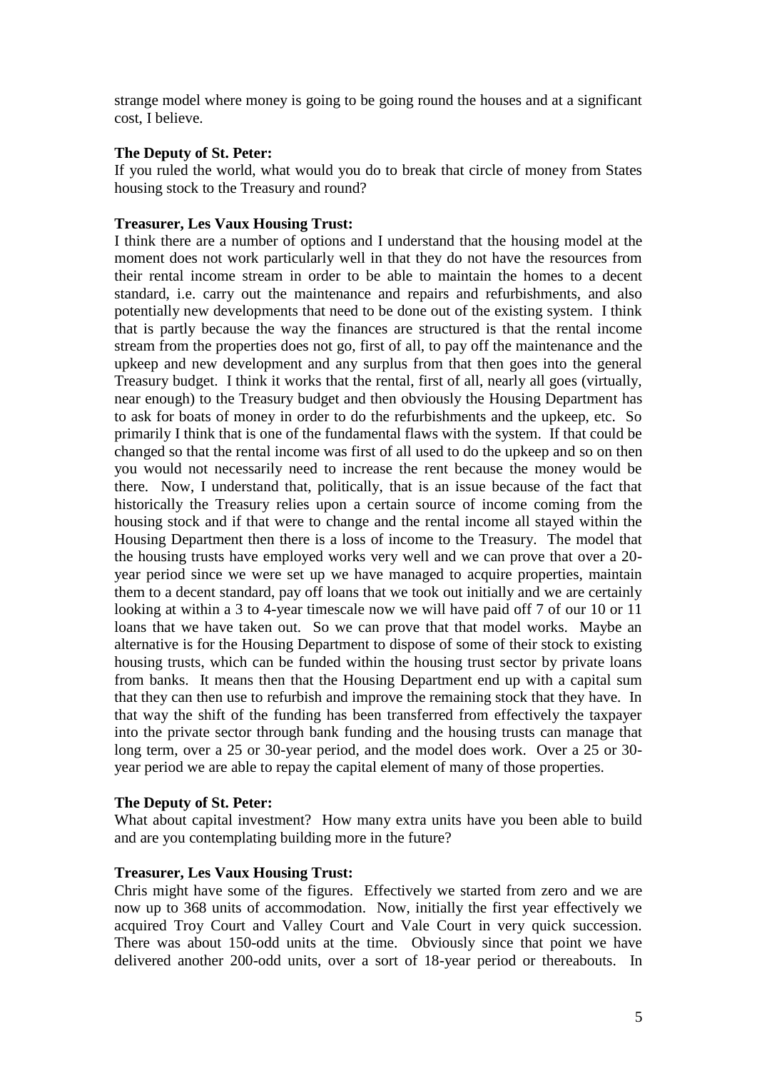strange model where money is going to be going round the houses and at a significant cost, I believe.

**The Deputy of St. Peter:**
If you ruled the world, what would you do to break that circle of money from States housing stock to the Treasury and round?

**Treasurer, Les Vaux Housing Trust:**
I think there are a number of options and I understand that the housing model at the moment does not work particularly well in that they do not have the resources from their rental income stream in order to be able to maintain the homes to a decent standard, i.e. carry out the maintenance and repairs and refurbishments, and also potentially new developments that need to be done out of the existing system. I think that is partly because the way the finances are structured is that the rental income stream from the properties does not go, first of all, to pay off the maintenance and the upkeep and new development and any surplus from that then goes into the general Treasury budget. I think it works that the rental, first of all, nearly all goes (virtually, near enough) to the Treasury budget and then obviously the Housing Department has to ask for boats of money in order to do the refurbishments and the upkeep, etc. So primarily I think that is one of the fundamental flaws with the system. If that could be changed so that the rental income was first of all used to do the upkeep and so on then you would not necessarily need to increase the rent because the money would be there. Now, I understand that, politically, that is an issue because of the fact that historically the Treasury relies upon a certain source of income coming from the housing stock and if that were to change and the rental income all stayed within the Housing Department then there is a loss of income to the Treasury. The model that the housing trusts have employed works very well and we can prove that over a 20-year period since we were set up we have managed to acquire properties, maintain them to a decent standard, pay off loans that we took out initially and we are certainly looking at within a 3 to 4-year timescale now we will have paid off 7 of our 10 or 11 loans that we have taken out. So we can prove that that model works. Maybe an alternative is for the Housing Department to dispose of some of their stock to existing housing trusts, which can be funded within the housing trust sector by private loans from banks. It means then that the Housing Department end up with a capital sum that they can then use to refurbish and improve the remaining stock that they have. In that way the shift of the funding has been transferred from effectively the taxpayer into the private sector through bank funding and the housing trusts can manage that long term, over a 25 or 30-year period, and the model does work. Over a 25 or 30-year period we are able to repay the capital element of many of those properties.

**The Deputy of St. Peter:**
What about capital investment? How many extra units have you been able to build and are you contemplating building more in the future?

**Treasurer, Les Vaux Housing Trust:**
Chris might have some of the figures. Effectively we started from zero and we are now up to 368 units of accommodation. Now, initially the first year effectively we acquired Troy Court and Valley Court and Vale Court in very quick succession. There was about 150-odd units at the time. Obviously since that point we have delivered another 200-odd units, over a sort of 18-year period or thereabouts. In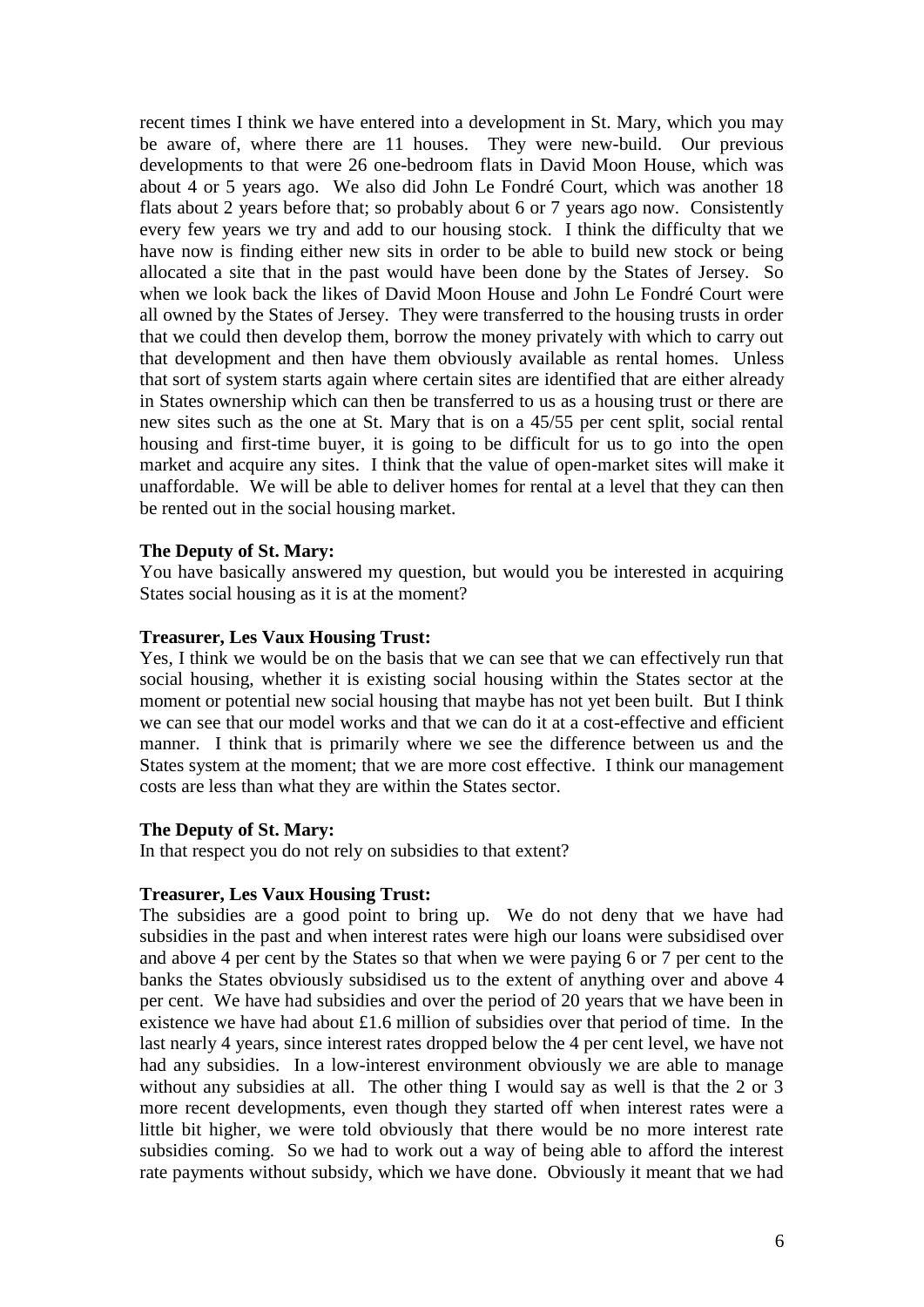recent times I think we have entered into a development in St. Mary, which you may be aware of, where there are 11 houses. They were new-build. Our previous developments to that were 26 one-bedroom flats in David Moon House, which was about 4 or 5 years ago. We also did John Le Fondré Court, which was another 18 flats about 2 years before that; so probably about 6 or 7 years ago now. Consistently every few years we try and add to our housing stock. I think the difficulty that we have now is finding either new sits in order to be able to build new stock or being allocated a site that in the past would have been done by the States of Jersey. So when we look back the likes of David Moon House and John Le Fondré Court were all owned by the States of Jersey. They were transferred to the housing trusts in order that we could then develop them, borrow the money privately with which to carry out that development and then have them obviously available as rental homes. Unless that sort of system starts again where certain sites are identified that are either already in States ownership which can then be transferred to us as a housing trust or there are new sites such as the one at St. Mary that is on a 45/55 per cent split, social rental housing and first-time buyer, it is going to be difficult for us to go into the open market and acquire any sites. I think that the value of open-market sites will make it unaffordable. We will be able to deliver homes for rental at a level that they can then be rented out in the social housing market.

**The Deputy of St. Mary:**
You have basically answered my question, but would you be interested in acquiring States social housing as it is at the moment?

**Treasurer, Les Vaux Housing Trust:**
Yes, I think we would be on the basis that we can see that we can effectively run that social housing, whether it is existing social housing within the States sector at the moment or potential new social housing that maybe has not yet been built. But I think we can see that our model works and that we can do it at a cost-effective and efficient manner. I think that is primarily where we see the difference between us and the States system at the moment; that we are more cost effective. I think our management costs are less than what they are within the States sector.

**The Deputy of St. Mary:**
In that respect you do not rely on subsidies to that extent?

**Treasurer, Les Vaux Housing Trust:**
The subsidies are a good point to bring up. We do not deny that we have had subsidies in the past and when interest rates were high our loans were subsidised over and above 4 per cent by the States so that when we were paying 6 or 7 per cent to the banks the States obviously subsidised us to the extent of anything over and above 4 per cent. We have had subsidies and over the period of 20 years that we have been in existence we have had about £1.6 million of subsidies over that period of time. In the last nearly 4 years, since interest rates dropped below the 4 per cent level, we have not had any subsidies. In a low-interest environment obviously we are able to manage without any subsidies at all. The other thing I would say as well is that the 2 or 3 more recent developments, even though they started off when interest rates were a little bit higher, we were told obviously that there would be no more interest rate subsidies coming. So we had to work out a way of being able to afford the interest rate payments without subsidy, which we have done. Obviously it meant that we had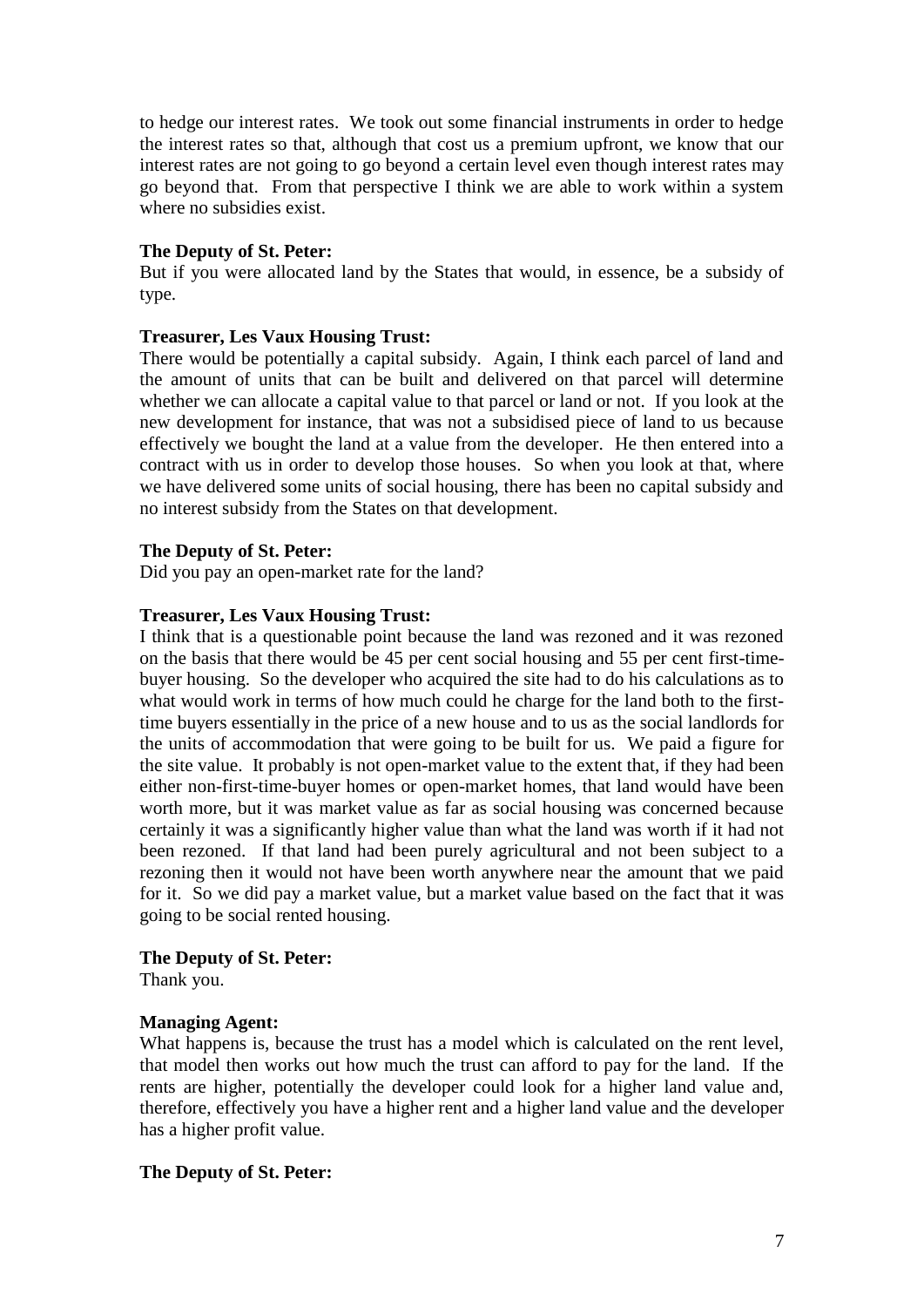to hedge our interest rates. We took out some financial instruments in order to hedge the interest rates so that, although that cost us a premium upfront, we know that our interest rates are not going to go beyond a certain level even though interest rates may go beyond that. From that perspective I think we are able to work within a system where no subsidies exist.

**The Deputy of St. Peter:**
But if you were allocated land by the States that would, in essence, be a subsidy of type.

**Treasurer, Les Vaux Housing Trust:**
There would be potentially a capital subsidy. Again, I think each parcel of land and the amount of units that can be built and delivered on that parcel will determine whether we can allocate a capital value to that parcel or land or not. If you look at the new development for instance, that was not a subsidised piece of land to us because effectively we bought the land at a value from the developer. He then entered into a contract with us in order to develop those houses. So when you look at that, where we have delivered some units of social housing, there has been no capital subsidy and no interest subsidy from the States on that development.

**The Deputy of St. Peter:**
Did you pay an open-market rate for the land?

**Treasurer, Les Vaux Housing Trust:**
I think that is a questionable point because the land was rezoned and it was rezoned on the basis that there would be 45 per cent social housing and 55 per cent first-time-buyer housing. So the developer who acquired the site had to do his calculations as to what would work in terms of how much could he charge for the land both to the first-time buyers essentially in the price of a new house and to us as the social landlords for the units of accommodation that were going to be built for us. We paid a figure for the site value. It probably is not open-market value to the extent that, if they had been either non-first-time-buyer homes or open-market homes, that land would have been worth more, but it was market value as far as social housing was concerned because certainly it was a significantly higher value than what the land was worth if it had not been rezoned. If that land had been purely agricultural and not been subject to a rezoning then it would not have been worth anywhere near the amount that we paid for it. So we did pay a market value, but a market value based on the fact that it was going to be social rented housing.

**The Deputy of St. Peter:**
Thank you.

**Managing Agent:**
What happens is, because the trust has a model which is calculated on the rent level, that model then works out how much the trust can afford to pay for the land. If the rents are higher, potentially the developer could look for a higher land value and, therefore, effectively you have a higher rent and a higher land value and the developer has a higher profit value.

**The Deputy of St. Peter:**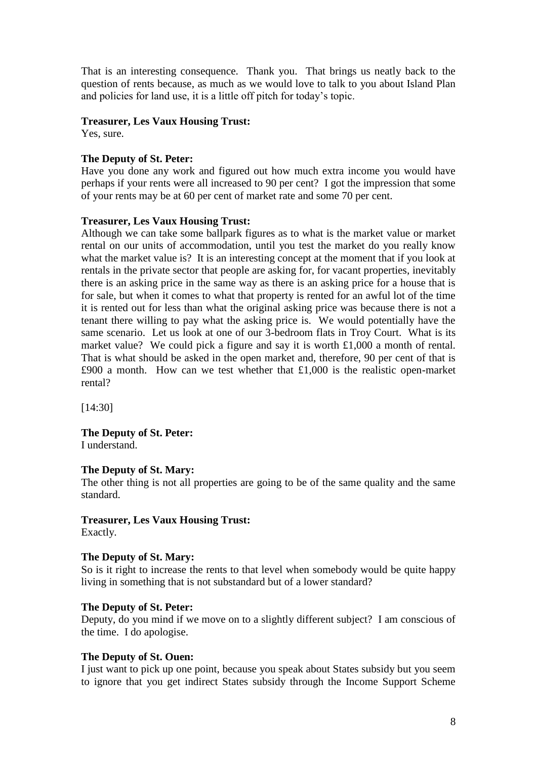That is an interesting consequence. Thank you. That brings us neatly back to the question of rents because, as much as we would love to talk to you about Island Plan and policies for land use, it is a little off pitch for today's topic.

**Treasurer, Les Vaux Housing Trust:**
Yes, sure.

**The Deputy of St. Peter:**
Have you done any work and figured out how much extra income you would have perhaps if your rents were all increased to 90 per cent? I got the impression that some of your rents may be at 60 per cent of market rate and some 70 per cent.

**Treasurer, Les Vaux Housing Trust:**
Although we can take some ballpark figures as to what is the market value or market rental on our units of accommodation, until you test the market do you really know what the market value is? It is an interesting concept at the moment that if you look at rentals in the private sector that people are asking for, for vacant properties, inevitably there is an asking price in the same way as there is an asking price for a house that is for sale, but when it comes to what that property is rented for an awful lot of the time it is rented out for less than what the original asking price was because there is not a tenant there willing to pay what the asking price is. We would potentially have the same scenario. Let us look at one of our 3-bedroom flats in Troy Court. What is its market value? We could pick a figure and say it is worth £1,000 a month of rental. That is what should be asked in the open market and, therefore, 90 per cent of that is £900 a month. How can we test whether that £1,000 is the realistic open-market rental?

[14:30]

**The Deputy of St. Peter:**
I understand.

**The Deputy of St. Mary:**
The other thing is not all properties are going to be of the same quality and the same standard.

**Treasurer, Les Vaux Housing Trust:**
Exactly.

**The Deputy of St. Mary:**
So is it right to increase the rents to that level when somebody would be quite happy living in something that is not substandard but of a lower standard?

**The Deputy of St. Peter:**
Deputy, do you mind if we move on to a slightly different subject? I am conscious of the time. I do apologise.

**The Deputy of St. Ouen:**
I just want to pick up one point, because you speak about States subsidy but you seem to ignore that you get indirect States subsidy through the Income Support Scheme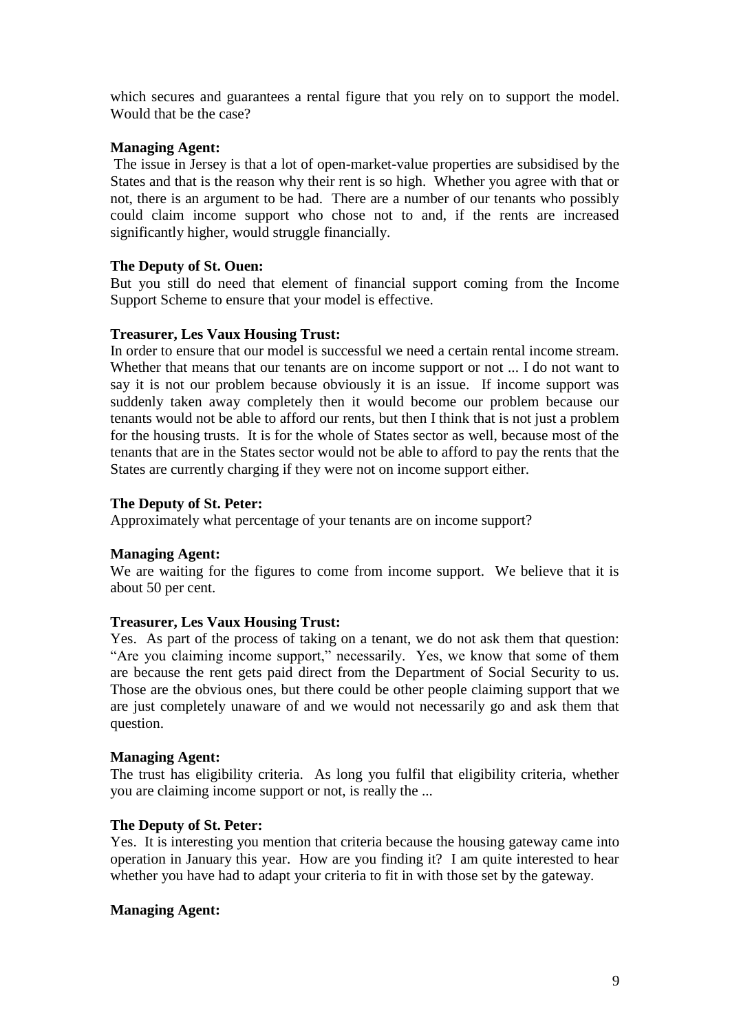which secures and guarantees a rental figure that you rely on to support the model. Would that be the case?

**Managing Agent:**
The issue in Jersey is that a lot of open-market-value properties are subsidised by the States and that is the reason why their rent is so high. Whether you agree with that or not, there is an argument to be had. There are a number of our tenants who possibly could claim income support who chose not to and, if the rents are increased significantly higher, would struggle financially.

**The Deputy of St. Ouen:**
But you still do need that element of financial support coming from the Income Support Scheme to ensure that your model is effective.

**Treasurer, Les Vaux Housing Trust:**
In order to ensure that our model is successful we need a certain rental income stream. Whether that means that our tenants are on income support or not ... I do not want to say it is not our problem because obviously it is an issue. If income support was suddenly taken away completely then it would become our problem because our tenants would not be able to afford our rents, but then I think that is not just a problem for the housing trusts. It is for the whole of States sector as well, because most of the tenants that are in the States sector would not be able to afford to pay the rents that the States are currently charging if they were not on income support either.

**The Deputy of St. Peter:**
Approximately what percentage of your tenants are on income support?

**Managing Agent:**
We are waiting for the figures to come from income support. We believe that it is about 50 per cent.

**Treasurer, Les Vaux Housing Trust:**
Yes. As part of the process of taking on a tenant, we do not ask them that question: "Are you claiming income support," necessarily. Yes, we know that some of them are because the rent gets paid direct from the Department of Social Security to us. Those are the obvious ones, but there could be other people claiming support that we are just completely unaware of and we would not necessarily go and ask them that question.

**Managing Agent:**
The trust has eligibility criteria. As long you fulfil that eligibility criteria, whether you are claiming income support or not, is really the ...

**The Deputy of St. Peter:**
Yes. It is interesting you mention that criteria because the housing gateway came into operation in January this year. How are you finding it? I am quite interested to hear whether you have had to adapt your criteria to fit in with those set by the gateway.

**Managing Agent:**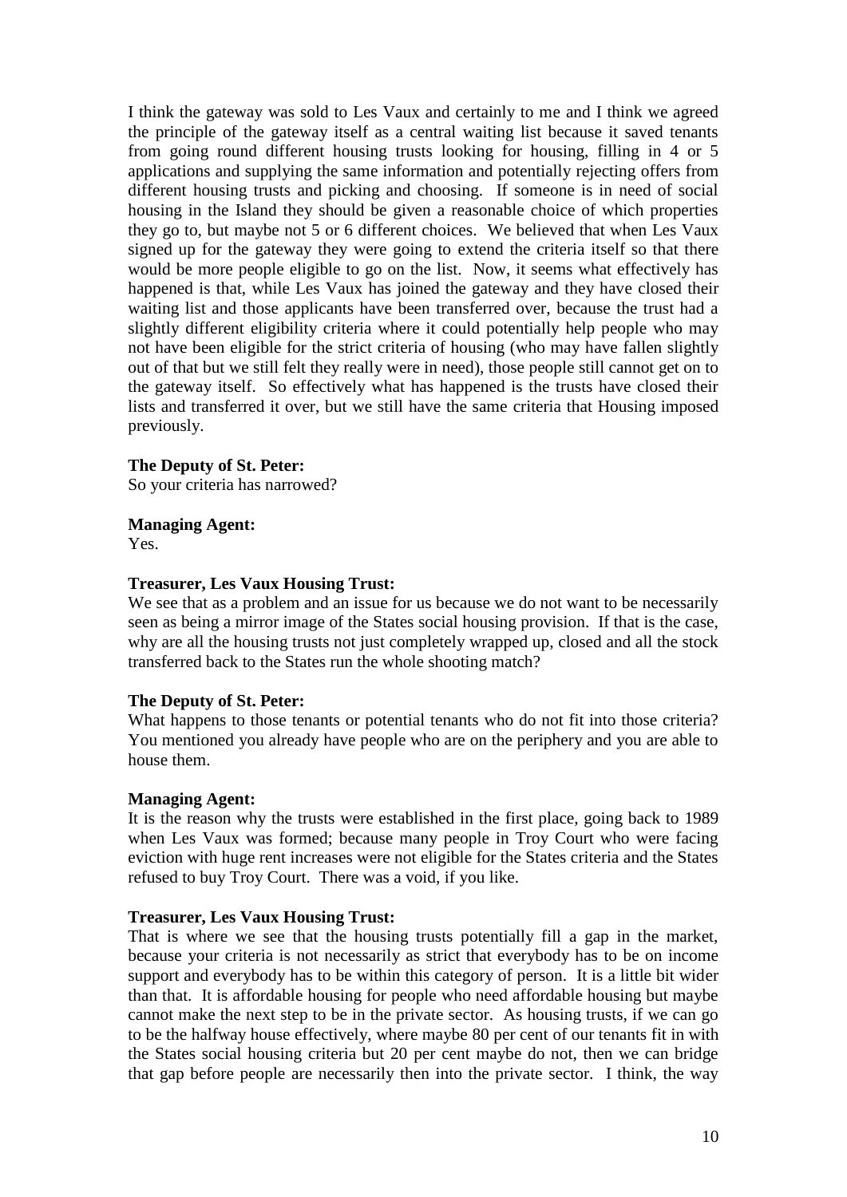I think the gateway was sold to Les Vaux and certainly to me and I think we agreed the principle of the gateway itself as a central waiting list because it saved tenants from going round different housing trusts looking for housing, filling in 4 or 5 applications and supplying the same information and potentially rejecting offers from different housing trusts and picking and choosing. If someone is in need of social housing in the Island they should be given a reasonable choice of which properties they go to, but maybe not 5 or 6 different choices. We believed that when Les Vaux signed up for the gateway they were going to extend the criteria itself so that there would be more people eligible to go on the list. Now, it seems what effectively has happened is that, while Les Vaux has joined the gateway and they have closed their waiting list and those applicants have been transferred over, because the trust had a slightly different eligibility criteria where it could potentially help people who may not have been eligible for the strict criteria of housing (who may have fallen slightly out of that but we still felt they really were in need), those people still cannot get on to the gateway itself. So effectively what has happened is the trusts have closed their lists and transferred it over, but we still have the same criteria that Housing imposed previously.

**The Deputy of St. Peter:**
So your criteria has narrowed?

**Managing Agent:**
Yes.

**Treasurer, Les Vaux Housing Trust:**
We see that as a problem and an issue for us because we do not want to be necessarily seen as being a mirror image of the States social housing provision. If that is the case, why are all the housing trusts not just completely wrapped up, closed and all the stock transferred back to the States run the whole shooting match?

**The Deputy of St. Peter:**
What happens to those tenants or potential tenants who do not fit into those criteria? You mentioned you already have people who are on the periphery and you are able to house them.

**Managing Agent:**
It is the reason why the trusts were established in the first place, going back to 1989 when Les Vaux was formed; because many people in Troy Court who were facing eviction with huge rent increases were not eligible for the States criteria and the States refused to buy Troy Court. There was a void, if you like.

**Treasurer, Les Vaux Housing Trust:**
That is where we see that the housing trusts potentially fill a gap in the market, because your criteria is not necessarily as strict that everybody has to be on income support and everybody has to be within this category of person. It is a little bit wider than that. It is affordable housing for people who need affordable housing but maybe cannot make the next step to be in the private sector. As housing trusts, if we can go to be the halfway house effectively, where maybe 80 per cent of our tenants fit in with the States social housing criteria but 20 per cent maybe do not, then we can bridge that gap before people are necessarily then into the private sector. I think, the way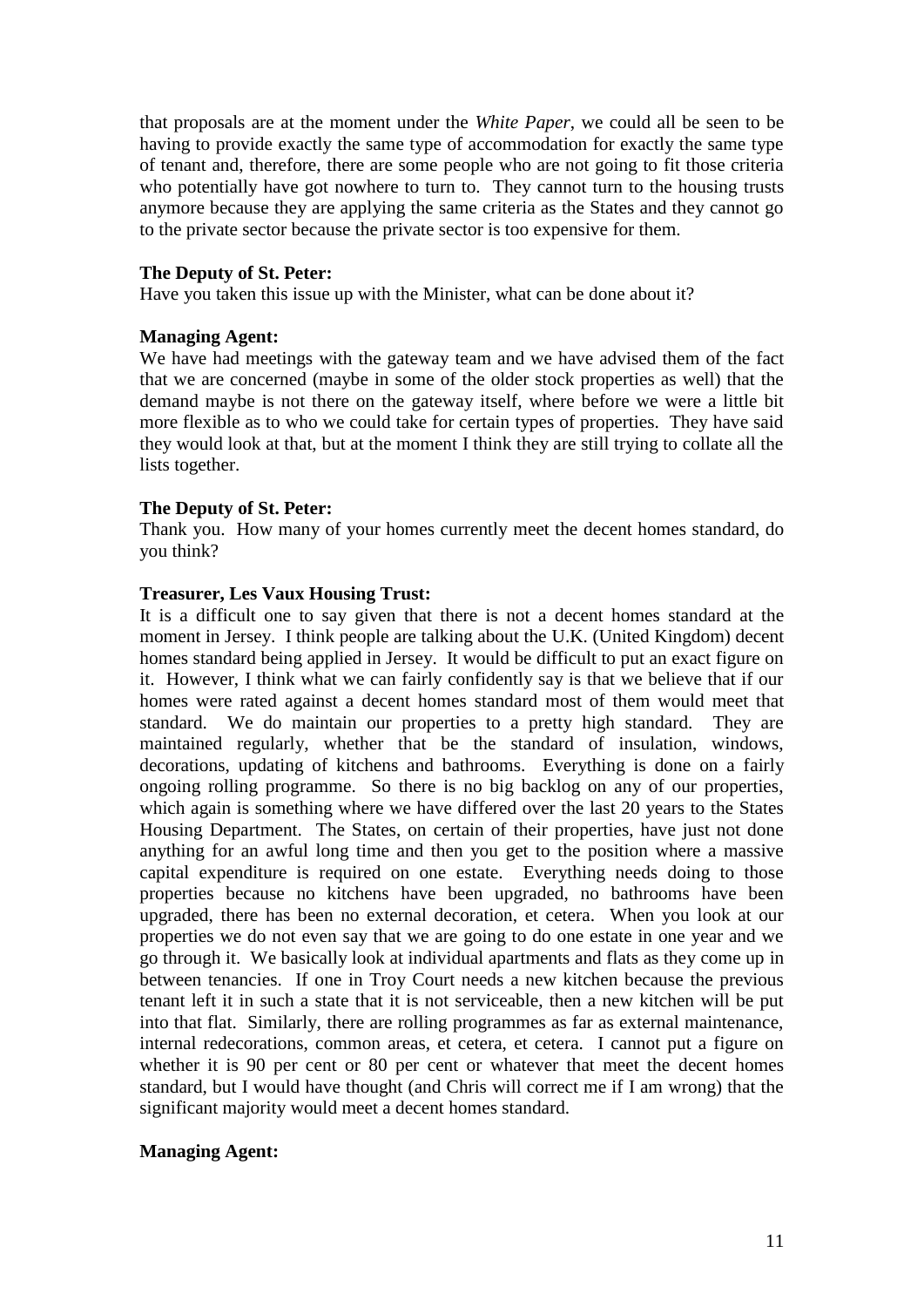that proposals are at the moment under the *White Paper*, we could all be seen to be having to provide exactly the same type of accommodation for exactly the same type of tenant and, therefore, there are some people who are not going to fit those criteria who potentially have got nowhere to turn to. They cannot turn to the housing trusts anymore because they are applying the same criteria as the States and they cannot go to the private sector because the private sector is too expensive for them.

**The Deputy of St. Peter:**
Have you taken this issue up with the Minister, what can be done about it?

**Managing Agent:**
We have had meetings with the gateway team and we have advised them of the fact that we are concerned (maybe in some of the older stock properties as well) that the demand maybe is not there on the gateway itself, where before we were a little bit more flexible as to who we could take for certain types of properties. They have said they would look at that, but at the moment I think they are still trying to collate all the lists together.

**The Deputy of St. Peter:**
Thank you. How many of your homes currently meet the decent homes standard, do you think?

**Treasurer, Les Vaux Housing Trust:**
It is a difficult one to say given that there is not a decent homes standard at the moment in Jersey. I think people are talking about the U.K. (United Kingdom) decent homes standard being applied in Jersey. It would be difficult to put an exact figure on it. However, I think what we can fairly confidently say is that we believe that if our homes were rated against a decent homes standard most of them would meet that standard. We do maintain our properties to a pretty high standard. They are maintained regularly, whether that be the standard of insulation, windows, decorations, updating of kitchens and bathrooms. Everything is done on a fairly ongoing rolling programme. So there is no big backlog on any of our properties, which again is something where we have differed over the last 20 years to the States Housing Department. The States, on certain of their properties, have just not done anything for an awful long time and then you get to the position where a massive capital expenditure is required on one estate. Everything needs doing to those properties because no kitchens have been upgraded, no bathrooms have been upgraded, there has been no external decoration, et cetera. When you look at our properties we do not even say that we are going to do one estate in one year and we go through it. We basically look at individual apartments and flats as they come up in between tenancies. If one in Troy Court needs a new kitchen because the previous tenant left it in such a state that it is not serviceable, then a new kitchen will be put into that flat. Similarly, there are rolling programmes as far as external maintenance, internal redecorations, common areas, et cetera, et cetera. I cannot put a figure on whether it is 90 per cent or 80 per cent or whatever that meet the decent homes standard, but I would have thought (and Chris will correct me if I am wrong) that the significant majority would meet a decent homes standard.

**Managing Agent:**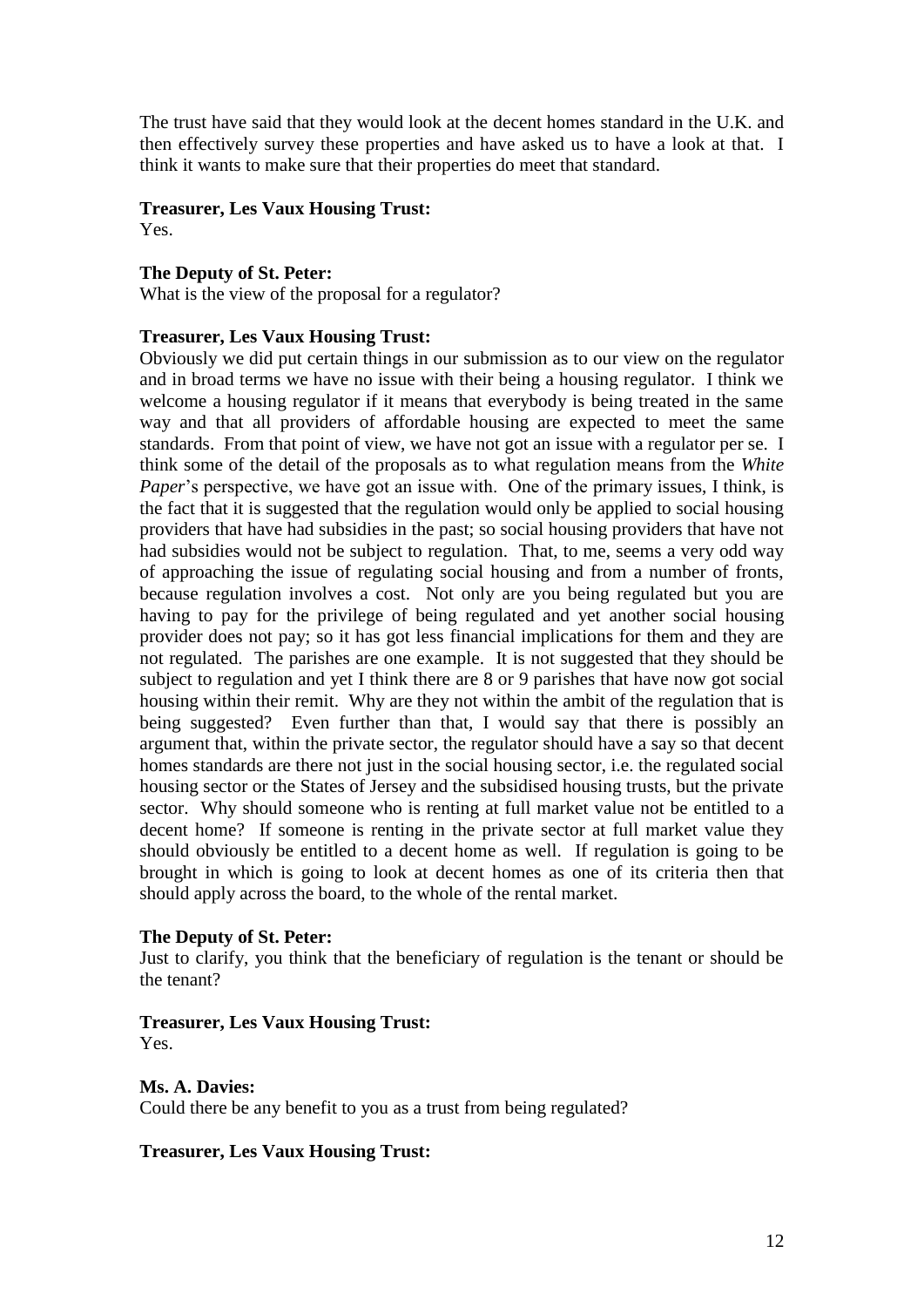The trust have said that they would look at the decent homes standard in the U.K. and then effectively survey these properties and have asked us to have a look at that. I think it wants to make sure that their properties do meet that standard.

**Treasurer, Les Vaux Housing Trust:**
Yes.

**The Deputy of St. Peter:**
What is the view of the proposal for a regulator?

**Treasurer, Les Vaux Housing Trust:**
Obviously we did put certain things in our submission as to our view on the regulator and in broad terms we have no issue with their being a housing regulator. I think we welcome a housing regulator if it means that everybody is being treated in the same way and that all providers of affordable housing are expected to meet the same standards. From that point of view, we have not got an issue with a regulator per se. I think some of the detail of the proposals as to what regulation means from the *White Paper*'s perspective, we have got an issue with. One of the primary issues, I think, is the fact that it is suggested that the regulation would only be applied to social housing providers that have had subsidies in the past; so social housing providers that have not had subsidies would not be subject to regulation. That, to me, seems a very odd way of approaching the issue of regulating social housing and from a number of fronts, because regulation involves a cost. Not only are you being regulated but you are having to pay for the privilege of being regulated and yet another social housing provider does not pay; so it has got less financial implications for them and they are not regulated. The parishes are one example. It is not suggested that they should be subject to regulation and yet I think there are 8 or 9 parishes that have now got social housing within their remit. Why are they not within the ambit of the regulation that is being suggested? Even further than that, I would say that there is possibly an argument that, within the private sector, the regulator should have a say so that decent homes standards are there not just in the social housing sector, i.e. the regulated social housing sector or the States of Jersey and the subsidised housing trusts, but the private sector. Why should someone who is renting at full market value not be entitled to a decent home? If someone is renting in the private sector at full market value they should obviously be entitled to a decent home as well. If regulation is going to be brought in which is going to look at decent homes as one of its criteria then that should apply across the board, to the whole of the rental market.

**The Deputy of St. Peter:**
Just to clarify, you think that the beneficiary of regulation is the tenant or should be the tenant?

**Treasurer, Les Vaux Housing Trust:**
Yes.

**Ms. A. Davies:**
Could there be any benefit to you as a trust from being regulated?

**Treasurer, Les Vaux Housing Trust:**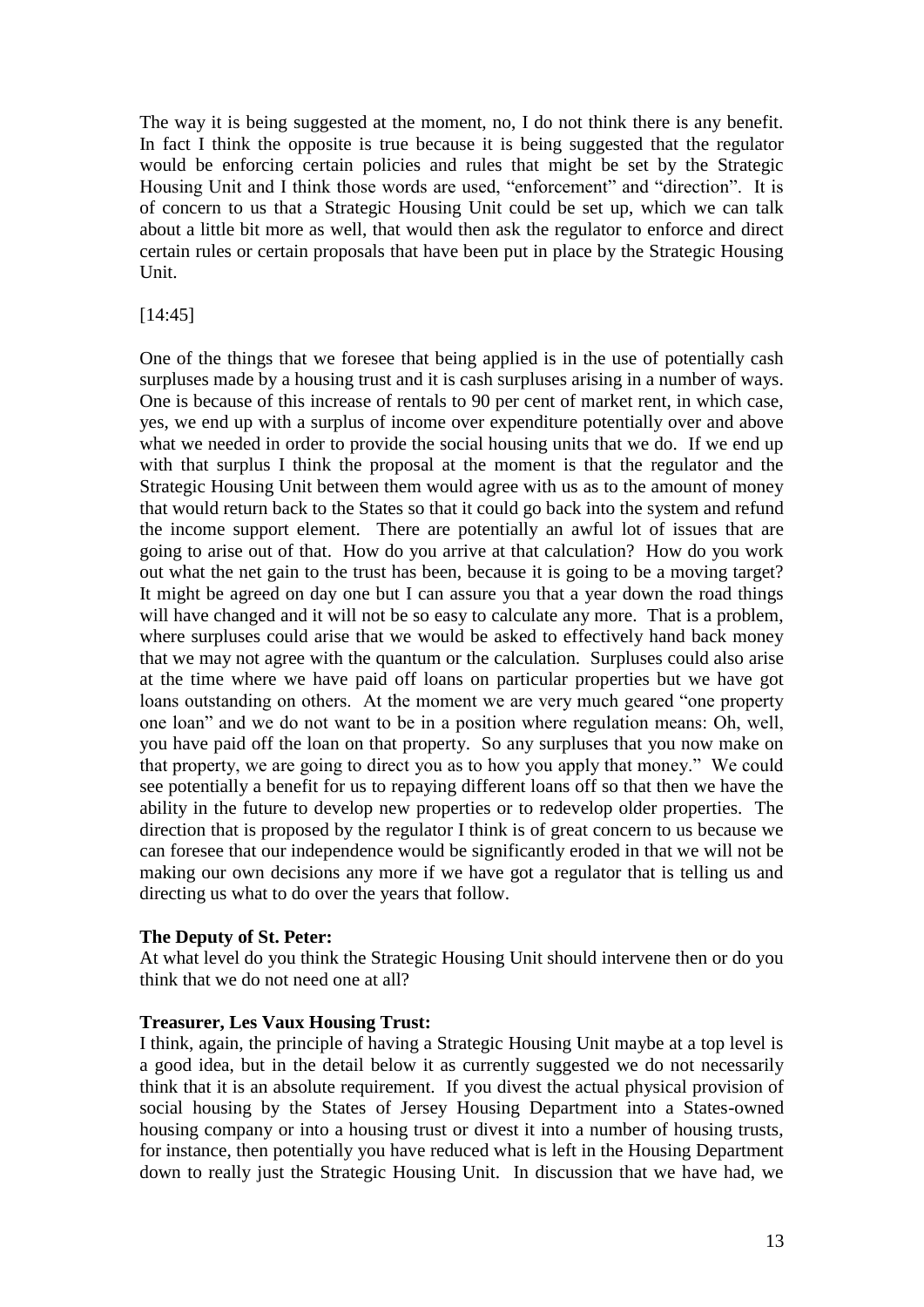The way it is being suggested at the moment, no, I do not think there is any benefit. In fact I think the opposite is true because it is being suggested that the regulator would be enforcing certain policies and rules that might be set by the Strategic Housing Unit and I think those words are used, "enforcement" and "direction". It is of concern to us that a Strategic Housing Unit could be set up, which we can talk about a little bit more as well, that would then ask the regulator to enforce and direct certain rules or certain proposals that have been put in place by the Strategic Housing Unit.

[14:45]

One of the things that we foresee that being applied is in the use of potentially cash surpluses made by a housing trust and it is cash surpluses arising in a number of ways. One is because of this increase of rentals to 90 per cent of market rent, in which case, yes, we end up with a surplus of income over expenditure potentially over and above what we needed in order to provide the social housing units that we do. If we end up with that surplus I think the proposal at the moment is that the regulator and the Strategic Housing Unit between them would agree with us as to the amount of money that would return back to the States so that it could go back into the system and refund the income support element. There are potentially an awful lot of issues that are going to arise out of that. How do you arrive at that calculation? How do you work out what the net gain to the trust has been, because it is going to be a moving target? It might be agreed on day one but I can assure you that a year down the road things will have changed and it will not be so easy to calculate any more. That is a problem, where surpluses could arise that we would be asked to effectively hand back money that we may not agree with the quantum or the calculation. Surpluses could also arise at the time where we have paid off loans on particular properties but we have got loans outstanding on others. At the moment we are very much geared "one property one loan" and we do not want to be in a position where regulation means: Oh, well, you have paid off the loan on that property. So any surpluses that you now make on that property, we are going to direct you as to how you apply that money." We could see potentially a benefit for us to repaying different loans off so that then we have the ability in the future to develop new properties or to redevelop older properties. The direction that is proposed by the regulator I think is of great concern to us because we can foresee that our independence would be significantly eroded in that we will not be making our own decisions any more if we have got a regulator that is telling us and directing us what to do over the years that follow.

**The Deputy of St. Peter:**
At what level do you think the Strategic Housing Unit should intervene then or do you think that we do not need one at all?

**Treasurer, Les Vaux Housing Trust:**
I think, again, the principle of having a Strategic Housing Unit maybe at a top level is a good idea, but in the detail below it as currently suggested we do not necessarily think that it is an absolute requirement. If you divest the actual physical provision of social housing by the States of Jersey Housing Department into a States-owned housing company or into a housing trust or divest it into a number of housing trusts, for instance, then potentially you have reduced what is left in the Housing Department down to really just the Strategic Housing Unit. In discussion that we have had, we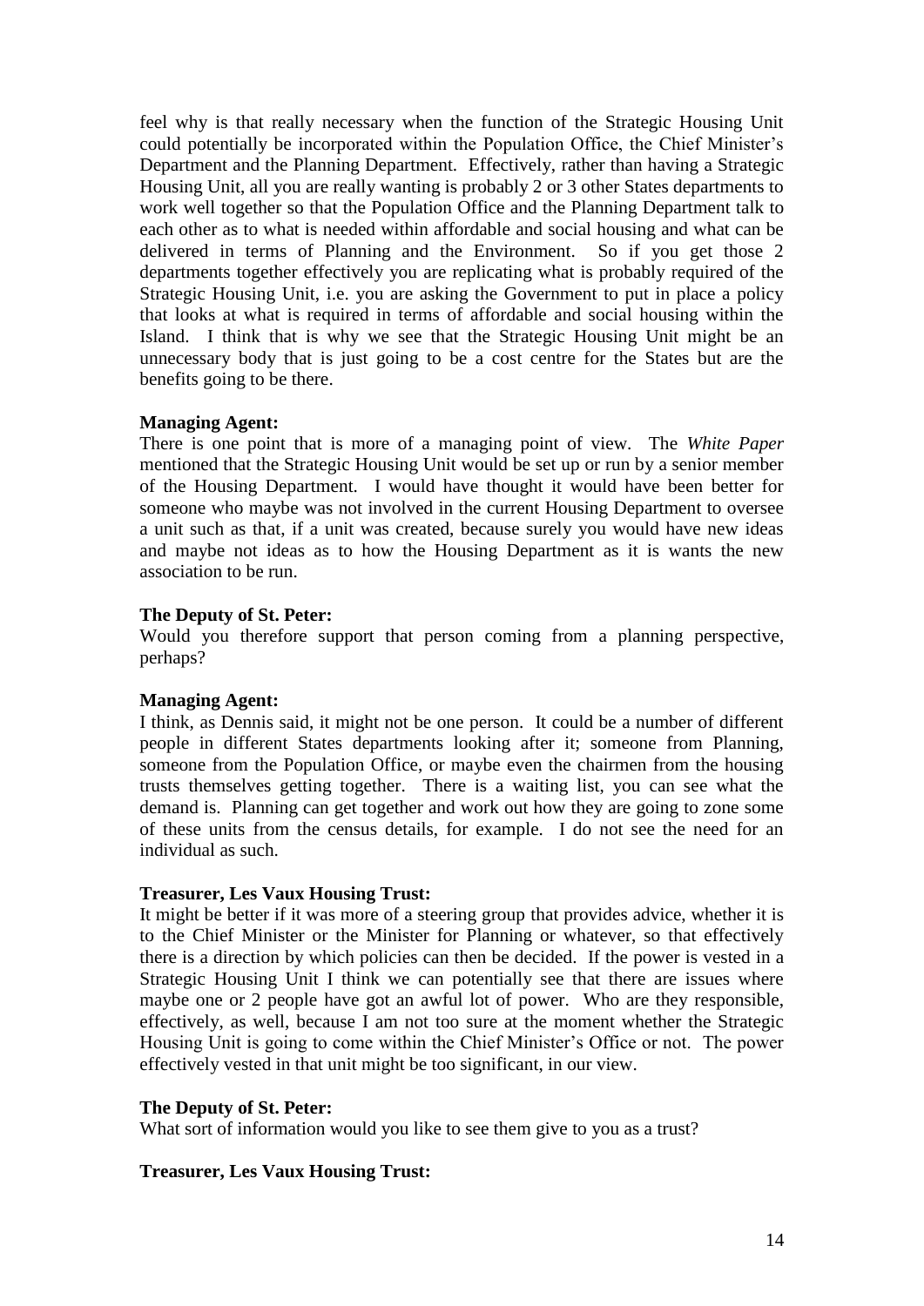feel why is that really necessary when the function of the Strategic Housing Unit could potentially be incorporated within the Population Office, the Chief Minister's Department and the Planning Department. Effectively, rather than having a Strategic Housing Unit, all you are really wanting is probably 2 or 3 other States departments to work well together so that the Population Office and the Planning Department talk to each other as to what is needed within affordable and social housing and what can be delivered in terms of Planning and the Environment. So if you get those 2 departments together effectively you are replicating what is probably required of the Strategic Housing Unit, i.e. you are asking the Government to put in place a policy that looks at what is required in terms of affordable and social housing within the Island. I think that is why we see that the Strategic Housing Unit might be an unnecessary body that is just going to be a cost centre for the States but are the benefits going to be there.

**Managing Agent:**

There is one point that is more of a managing point of view. The *White Paper* mentioned that the Strategic Housing Unit would be set up or run by a senior member of the Housing Department. I would have thought it would have been better for someone who maybe was not involved in the current Housing Department to oversee a unit such as that, if a unit was created, because surely you would have new ideas and maybe not ideas as to how the Housing Department as it is wants the new association to be run.

**The Deputy of St. Peter:**

Would you therefore support that person coming from a planning perspective, perhaps?

**Managing Agent:**

I think, as Dennis said, it might not be one person. It could be a number of different people in different States departments looking after it; someone from Planning, someone from the Population Office, or maybe even the chairmen from the housing trusts themselves getting together. There is a waiting list, you can see what the demand is. Planning can get together and work out how they are going to zone some of these units from the census details, for example. I do not see the need for an individual as such.

**Treasurer, Les Vaux Housing Trust:**

It might be better if it was more of a steering group that provides advice, whether it is to the Chief Minister or the Minister for Planning or whatever, so that effectively there is a direction by which policies can then be decided. If the power is vested in a Strategic Housing Unit I think we can potentially see that there are issues where maybe one or 2 people have got an awful lot of power. Who are they responsible, effectively, as well, because I am not too sure at the moment whether the Strategic Housing Unit is going to come within the Chief Minister's Office or not. The power effectively vested in that unit might be too significant, in our view.

**The Deputy of St. Peter:**

What sort of information would you like to see them give to you as a trust?

**Treasurer, Les Vaux Housing Trust:**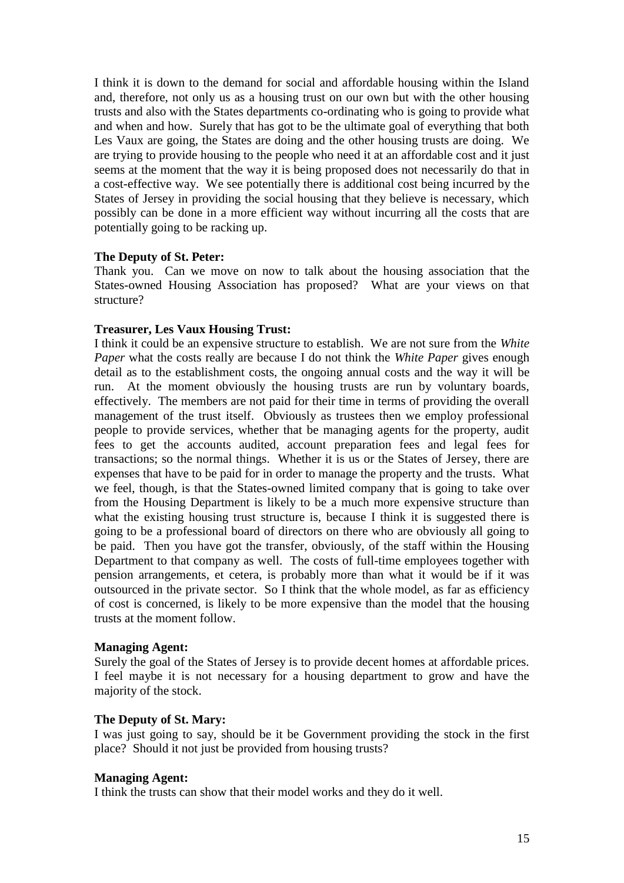I think it is down to the demand for social and affordable housing within the Island and, therefore, not only us as a housing trust on our own but with the other housing trusts and also with the States departments co-ordinating who is going to provide what and when and how. Surely that has got to be the ultimate goal of everything that both Les Vaux are going, the States are doing and the other housing trusts are doing. We are trying to provide housing to the people who need it at an affordable cost and it just seems at the moment that the way it is being proposed does not necessarily do that in a cost-effective way. We see potentially there is additional cost being incurred by the States of Jersey in providing the social housing that they believe is necessary, which possibly can be done in a more efficient way without incurring all the costs that are potentially going to be racking up.

**The Deputy of St. Peter:**
Thank you. Can we move on now to talk about the housing association that the States-owned Housing Association has proposed? What are your views on that structure?

**Treasurer, Les Vaux Housing Trust:**
I think it could be an expensive structure to establish. We are not sure from the *White Paper* what the costs really are because I do not think the *White Paper* gives enough detail as to the establishment costs, the ongoing annual costs and the way it will be run. At the moment obviously the housing trusts are run by voluntary boards, effectively. The members are not paid for their time in terms of providing the overall management of the trust itself. Obviously as trustees then we employ professional people to provide services, whether that be managing agents for the property, audit fees to get the accounts audited, account preparation fees and legal fees for transactions; so the normal things. Whether it is us or the States of Jersey, there are expenses that have to be paid for in order to manage the property and the trusts. What we feel, though, is that the States-owned limited company that is going to take over from the Housing Department is likely to be a much more expensive structure than what the existing housing trust structure is, because I think it is suggested there is going to be a professional board of directors on there who are obviously all going to be paid. Then you have got the transfer, obviously, of the staff within the Housing Department to that company as well. The costs of full-time employees together with pension arrangements, et cetera, is probably more than what it would be if it was outsourced in the private sector. So I think that the whole model, as far as efficiency of cost is concerned, is likely to be more expensive than the model that the housing trusts at the moment follow.

**Managing Agent:**
Surely the goal of the States of Jersey is to provide decent homes at affordable prices. I feel maybe it is not necessary for a housing department to grow and have the majority of the stock.

**The Deputy of St. Mary:**
I was just going to say, should be it be Government providing the stock in the first place? Should it not just be provided from housing trusts?

**Managing Agent:**
I think the trusts can show that their model works and they do it well.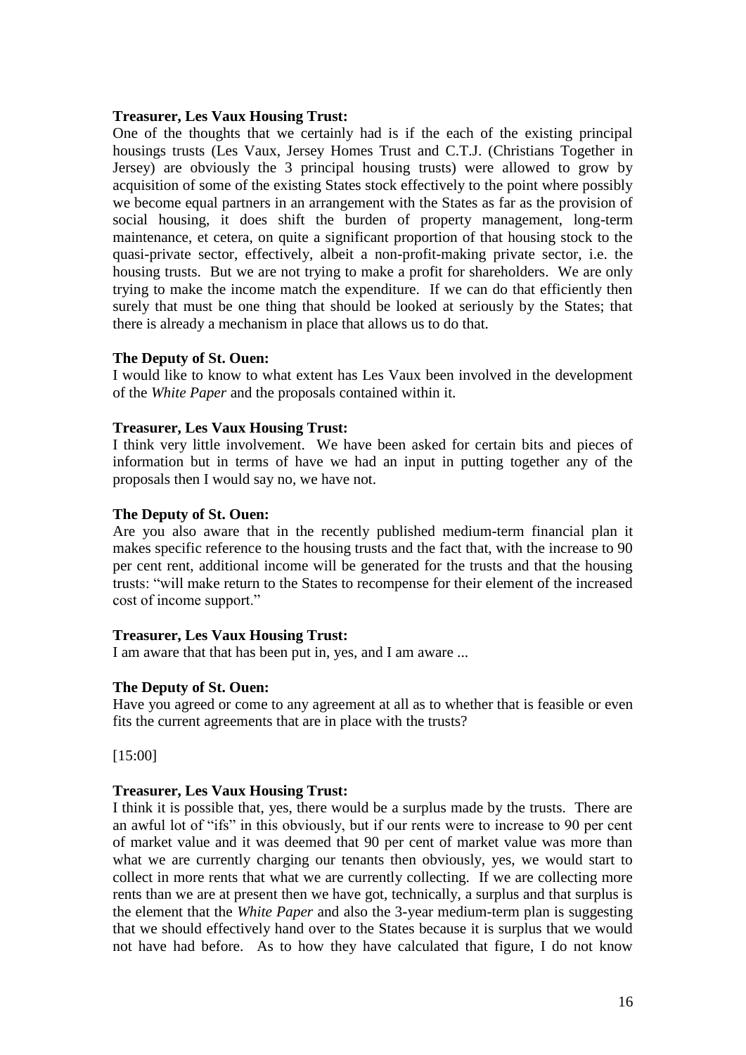**Treasurer, Les Vaux Housing Trust:**

One of the thoughts that we certainly had is if the each of the existing principal housings trusts (Les Vaux, Jersey Homes Trust and C.T.J. (Christians Together in Jersey) are obviously the 3 principal housing trusts) were allowed to grow by acquisition of some of the existing States stock effectively to the point where possibly we become equal partners in an arrangement with the States as far as the provision of social housing, it does shift the burden of property management, long-term maintenance, et cetera, on quite a significant proportion of that housing stock to the quasi-private sector, effectively, albeit a non-profit-making private sector, i.e. the housing trusts. But we are not trying to make a profit for shareholders. We are only trying to make the income match the expenditure. If we can do that efficiently then surely that must be one thing that should be looked at seriously by the States; that there is already a mechanism in place that allows us to do that.

**The Deputy of St. Ouen:**

I would like to know to what extent has Les Vaux been involved in the development of the *White Paper* and the proposals contained within it.

**Treasurer, Les Vaux Housing Trust:**

I think very little involvement. We have been asked for certain bits and pieces of information but in terms of have we had an input in putting together any of the proposals then I would say no, we have not.

**The Deputy of St. Ouen:**

Are you also aware that in the recently published medium-term financial plan it makes specific reference to the housing trusts and the fact that, with the increase to 90 per cent rent, additional income will be generated for the trusts and that the housing trusts: "will make return to the States to recompense for their element of the increased cost of income support."

**Treasurer, Les Vaux Housing Trust:**

I am aware that that has been put in, yes, and I am aware ...

**The Deputy of St. Ouen:**

Have you agreed or come to any agreement at all as to whether that is feasible or even fits the current agreements that are in place with the trusts?

[15:00]

**Treasurer, Les Vaux Housing Trust:**

I think it is possible that, yes, there would be a surplus made by the trusts. There are an awful lot of "ifs" in this obviously, but if our rents were to increase to 90 per cent of market value and it was deemed that 90 per cent of market value was more than what we are currently charging our tenants then obviously, yes, we would start to collect in more rents that what we are currently collecting. If we are collecting more rents than we are at present then we have got, technically, a surplus and that surplus is the element that the *White Paper* and also the 3-year medium-term plan is suggesting that we should effectively hand over to the States because it is surplus that we would not have had before. As to how they have calculated that figure, I do not know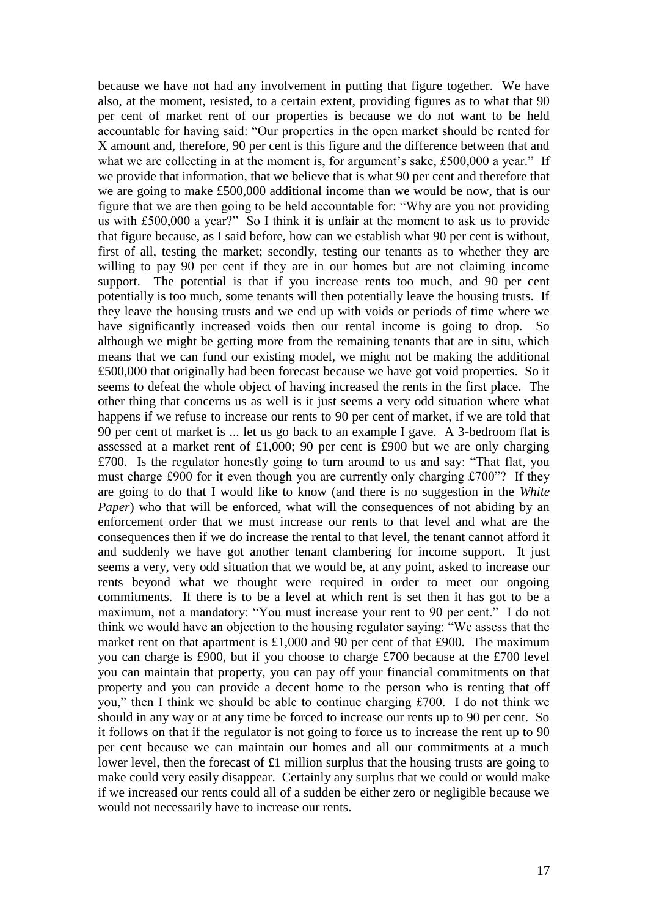because we have not had any involvement in putting that figure together. We have also, at the moment, resisted, to a certain extent, providing figures as to what that 90 per cent of market rent of our properties is because we do not want to be held accountable for having said: "Our properties in the open market should be rented for X amount and, therefore, 90 per cent is this figure and the difference between that and what we are collecting in at the moment is, for argument's sake, £500,000 a year." If we provide that information, that we believe that is what 90 per cent and therefore that we are going to make £500,000 additional income than we would be now, that is our figure that we are then going to be held accountable for: "Why are you not providing us with £500,000 a year?" So I think it is unfair at the moment to ask us to provide that figure because, as I said before, how can we establish what 90 per cent is without, first of all, testing the market; secondly, testing our tenants as to whether they are willing to pay 90 per cent if they are in our homes but are not claiming income support. The potential is that if you increase rents too much, and 90 per cent potentially is too much, some tenants will then potentially leave the housing trusts. If they leave the housing trusts and we end up with voids or periods of time where we have significantly increased voids then our rental income is going to drop. So although we might be getting more from the remaining tenants that are in situ, which means that we can fund our existing model, we might not be making the additional £500,000 that originally had been forecast because we have got void properties. So it seems to defeat the whole object of having increased the rents in the first place. The other thing that concerns us as well is it just seems a very odd situation where what happens if we refuse to increase our rents to 90 per cent of market, if we are told that 90 per cent of market is ... let us go back to an example I gave. A 3-bedroom flat is assessed at a market rent of £1,000; 90 per cent is £900 but we are only charging £700. Is the regulator honestly going to turn around to us and say: "That flat, you must charge £900 for it even though you are currently only charging £700"? If they are going to do that I would like to know (and there is no suggestion in the *White Paper*) who that will be enforced, what will the consequences of not abiding by an enforcement order that we must increase our rents to that level and what are the consequences then if we do increase the rental to that level, the tenant cannot afford it and suddenly we have got another tenant clambering for income support. It just seems a very, very odd situation that we would be, at any point, asked to increase our rents beyond what we thought were required in order to meet our ongoing commitments. If there is to be a level at which rent is set then it has got to be a maximum, not a mandatory: "You must increase your rent to 90 per cent." I do not think we would have an objection to the housing regulator saying: "We assess that the market rent on that apartment is £1,000 and 90 per cent of that £900. The maximum you can charge is £900, but if you choose to charge £700 because at the £700 level you can maintain that property, you can pay off your financial commitments on that property and you can provide a decent home to the person who is renting that off you," then I think we should be able to continue charging £700. I do not think we should in any way or at any time be forced to increase our rents up to 90 per cent. So it follows on that if the regulator is not going to force us to increase the rent up to 90 per cent because we can maintain our homes and all our commitments at a much lower level, then the forecast of £1 million surplus that the housing trusts are going to make could very easily disappear. Certainly any surplus that we could or would make if we increased our rents could all of a sudden be either zero or negligible because we would not necessarily have to increase our rents.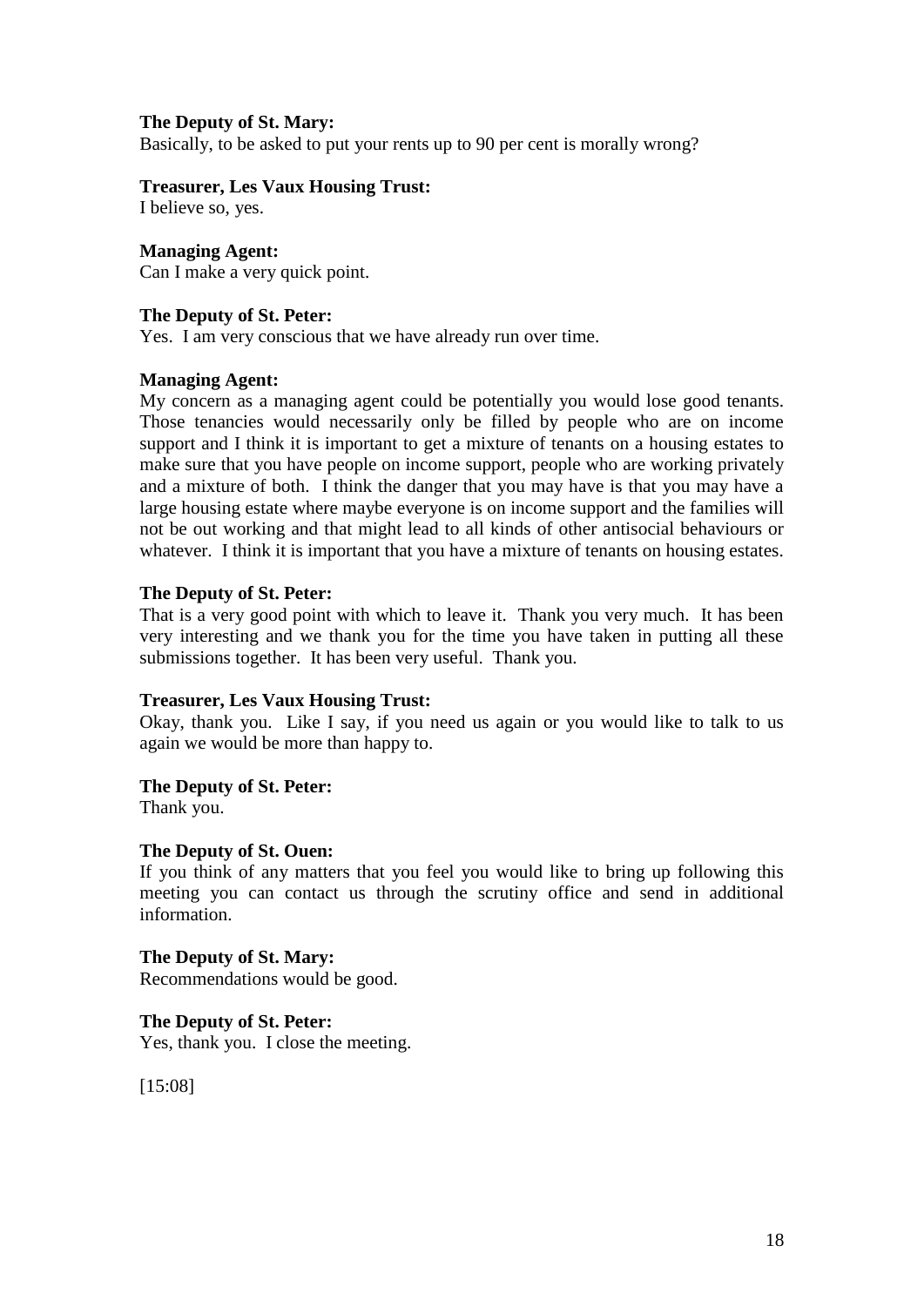**The Deputy of St. Mary:**
Basically, to be asked to put your rents up to 90 per cent is morally wrong?

**Treasurer, Les Vaux Housing Trust:**
I believe so, yes.

**Managing Agent:**
Can I make a very quick point.

**The Deputy of St. Peter:**
Yes. I am very conscious that we have already run over time.

**Managing Agent:**
My concern as a managing agent could be potentially you would lose good tenants. Those tenancies would necessarily only be filled by people who are on income support and I think it is important to get a mixture of tenants on a housing estates to make sure that you have people on income support, people who are working privately and a mixture of both. I think the danger that you may have is that you may have a large housing estate where maybe everyone is on income support and the families will not be out working and that might lead to all kinds of other antisocial behaviours or whatever. I think it is important that you have a mixture of tenants on housing estates.

**The Deputy of St. Peter:**
That is a very good point with which to leave it. Thank you very much. It has been very interesting and we thank you for the time you have taken in putting all these submissions together. It has been very useful. Thank you.

**Treasurer, Les Vaux Housing Trust:**
Okay, thank you. Like I say, if you need us again or you would like to talk to us again we would be more than happy to.

**The Deputy of St. Peter:**
Thank you.

**The Deputy of St. Ouen:**
If you think of any matters that you feel you would like to bring up following this meeting you can contact us through the scrutiny office and send in additional information.

**The Deputy of St. Mary:**
Recommendations would be good.

**The Deputy of St. Peter:**
Yes, thank you. I close the meeting.

[15:08]